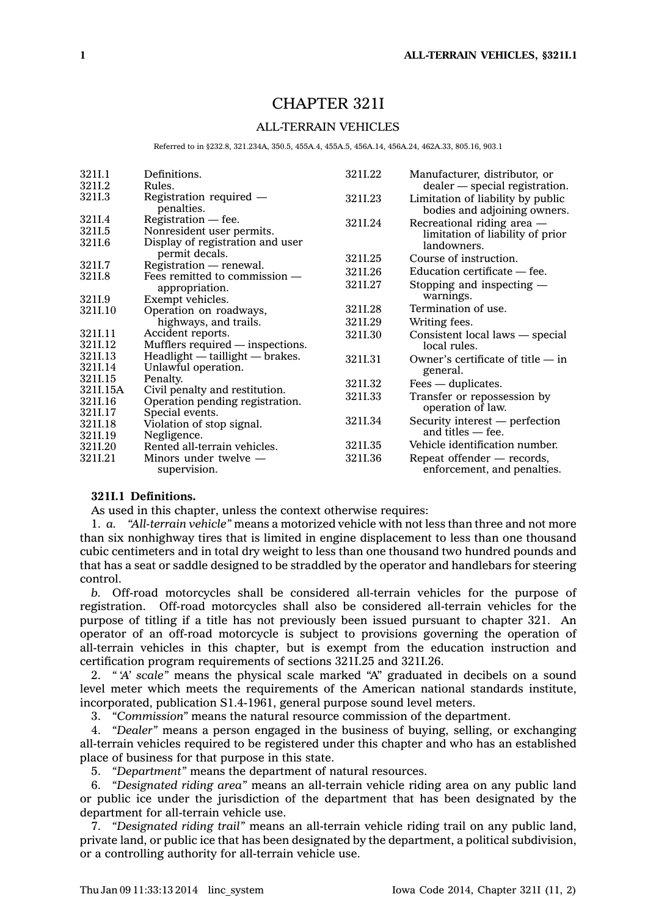# CHAPTER 321I

## ALL-TERRAIN VEHICLES

Referred to in §232.8, 321.234A, 350.5, 455A.4, 455A.5, 456A.14, 456A.24, 462A.33, 805.16, 903.1

| | |
|---|---|
| 321I.1 | Definitions. |
| 321I.2 | Rules. |
| 321I.3 | Registration required — penalties. |
| 321I.4 | Registration — fee. |
| 321I.5 | Nonresident user permits. |
| 321I.6 | Display of registration and user permit decals. |
| 321I.7 | Registration — renewal. |
| 321I.8 | Fees remitted to commission — appropriation. |
| 321I.9 | Exempt vehicles. |
| 321I.10 | Operation on roadways, highways, and trails. |
| 321I.11 | Accident reports. |
| 321I.12 | Mufflers required — inspections. |
| 321I.13 | Headlight — taillight — brakes. |
| 321I.14 | Unlawful operation. |
| 321I.15 | Penalty. |
| 321I.15A | Civil penalty and restitution. |
| 321I.16 | Operation pending registration. |
| 321I.17 | Special events. |
| 321I.18 | Violation of stop signal. |
| 321I.19 | Negligence. |
| 321I.20 | Rented all-terrain vehicles. |
| 321I.21 | Minors under twelve — supervision. |
| 321I.22 | Manufacturer, distributor, or dealer — special registration. |
| 321I.23 | Limitation of liability by public bodies and adjoining owners. |
| 321I.24 | Recreational riding area — limitation of liability of prior landowners. |
| 321I.25 | Course of instruction. |
| 321I.26 | Education certificate — fee. |
| 321I.27 | Stopping and inspecting — warnings. |
| 321I.28 | Termination of use. |
| 321I.29 | Writing fees. |
| 321I.30 | Consistent local laws — special local rules. |
| 321I.31 | Owner's certificate of title — in general. |
| 321I.32 | Fees — duplicates. |
| 321I.33 | Transfer or repossession by operation of law. |
| 321I.34 | Security interest — perfection and titles — fee. |
| 321I.35 | Vehicle identification number. |
| 321I.36 | Repeat offender — records, enforcement, and penalties. |

**321I.1 Definitions.**

As used in this chapter, unless the context otherwise requires:

1. *a.* *"All-terrain vehicle"* means a motorized vehicle with not less than three and not more than six nonhighway tires that is limited in engine displacement to less than one thousand cubic centimeters and in total dry weight to less than one thousand two hundred pounds and that has a seat or saddle designed to be straddled by the operator and handlebars for steering control.

*b.* Off-road motorcycles shall be considered all-terrain vehicles for the purpose of registration. Off-road motorcycles shall also be considered all-terrain vehicles for the purpose of titling if a title has not previously been issued pursuant to chapter 321. An operator of an off-road motorcycle is subject to provisions governing the operation of all-terrain vehicles in this chapter, but is exempt from the education instruction and certification program requirements of sections 321I.25 and 321I.26.

2. *"'A' scale"* means the physical scale marked "A" graduated in decibels on a sound level meter which meets the requirements of the American national standards institute, incorporated, publication S1.4-1961, general purpose sound level meters.

3. *"Commission"* means the natural resource commission of the department.

4. *"Dealer"* means a person engaged in the business of buying, selling, or exchanging all-terrain vehicles required to be registered under this chapter and who has an established place of business for that purpose in this state.

5. *"Department"* means the department of natural resources.

6. *"Designated riding area"* means an all-terrain vehicle riding area on any public land or public ice under the jurisdiction of the department that has been designated by the department for all-terrain vehicle use.

7. *"Designated riding trail"* means an all-terrain vehicle riding trail on any public land, private land, or public ice that has been designated by the department, a political subdivision, or a controlling authority for all-terrain vehicle use.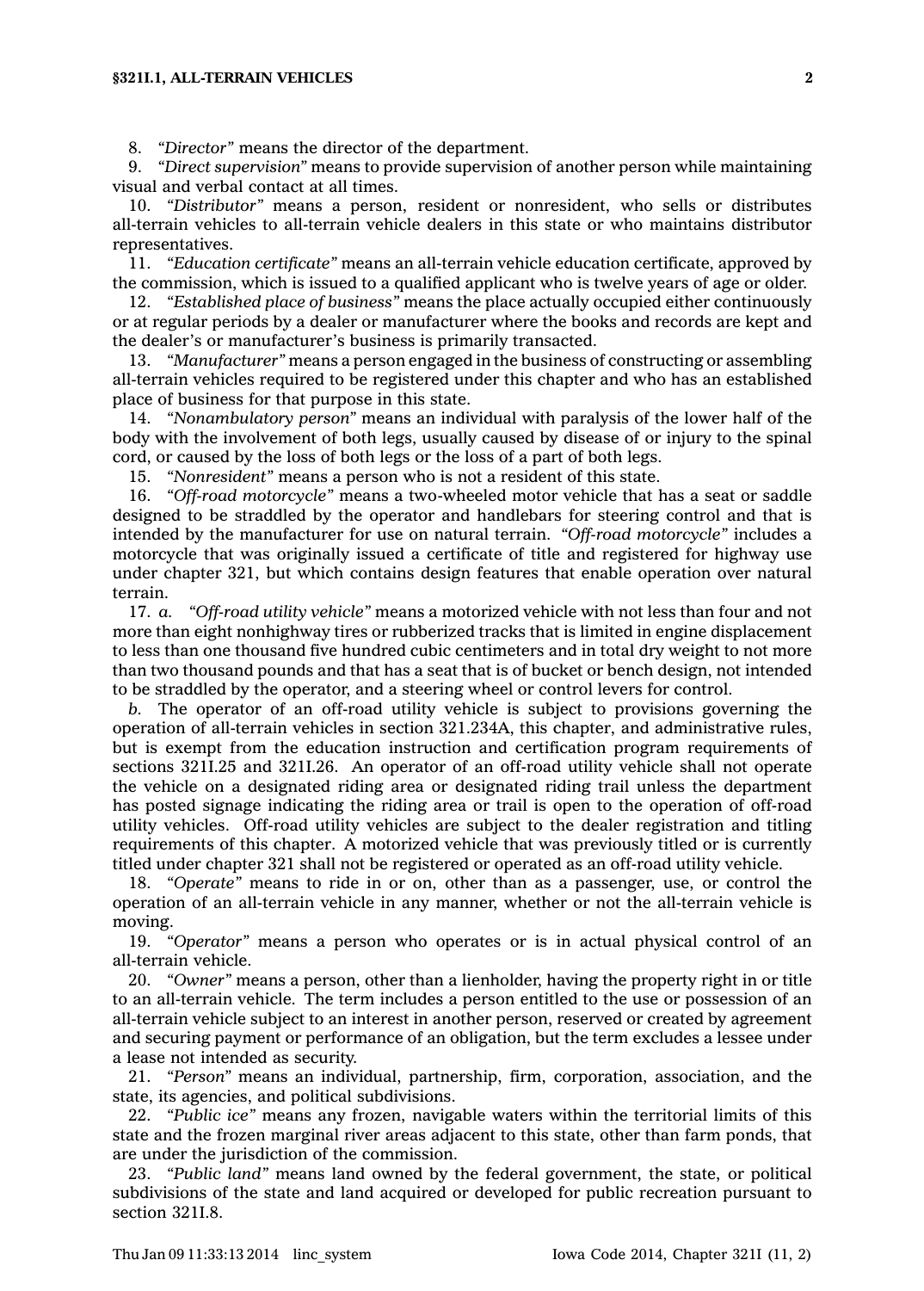8. *"Director"* means the director of the department.

9. *"Direct supervision"* means to provide supervision of another person while maintaining visual and verbal contact at all times.

10. *"Distributor"* means a person, resident or nonresident, who sells or distributes all-terrain vehicles to all-terrain vehicle dealers in this state or who maintains distributor representatives.

11. *"Education certificate"* means an all-terrain vehicle education certificate, approved by the commission, which is issued to a qualified applicant who is twelve years of age or older.

12. *"Established place of business"* means the place actually occupied either continuously or at regular periods by a dealer or manufacturer where the books and records are kept and the dealer's or manufacturer's business is primarily transacted.

13. *"Manufacturer"* means a person engaged in the business of constructing or assembling all-terrain vehicles required to be registered under this chapter and who has an established place of business for that purpose in this state.

14. *"Nonambulatory person"* means an individual with paralysis of the lower half of the body with the involvement of both legs, usually caused by disease of or injury to the spinal cord, or caused by the loss of both legs or the loss of a part of both legs.

15. *"Nonresident"* means a person who is not a resident of this state.

16. *"Off-road motorcycle"* means a two-wheeled motor vehicle that has a seat or saddle designed to be straddled by the operator and handlebars for steering control and that is intended by the manufacturer for use on natural terrain. *"Off-road motorcycle"* includes a motorcycle that was originally issued a certificate of title and registered for highway use under chapter 321, but which contains design features that enable operation over natural terrain.

17. *a. "Off-road utility vehicle"* means a motorized vehicle with not less than four and not more than eight nonhighway tires or rubberized tracks that is limited in engine displacement to less than one thousand five hundred cubic centimeters and in total dry weight to not more than two thousand pounds and that has a seat that is of bucket or bench design, not intended to be straddled by the operator, and a steering wheel or control levers for control.

*b.* The operator of an off-road utility vehicle is subject to provisions governing the operation of all-terrain vehicles in section 321.234A, this chapter, and administrative rules, but is exempt from the education instruction and certification program requirements of sections 321I.25 and 321I.26. An operator of an off-road utility vehicle shall not operate the vehicle on a designated riding area or designated riding trail unless the department has posted signage indicating the riding area or trail is open to the operation of off-road utility vehicles. Off-road utility vehicles are subject to the dealer registration and titling requirements of this chapter. A motorized vehicle that was previously titled or is currently titled under chapter 321 shall not be registered or operated as an off-road utility vehicle.

18. *"Operate"* means to ride in or on, other than as a passenger, use, or control the operation of an all-terrain vehicle in any manner, whether or not the all-terrain vehicle is moving.

19. *"Operator"* means a person who operates or is in actual physical control of an all-terrain vehicle.

20. *"Owner"* means a person, other than a lienholder, having the property right in or title to an all-terrain vehicle. The term includes a person entitled to the use or possession of an all-terrain vehicle subject to an interest in another person, reserved or created by agreement and securing payment or performance of an obligation, but the term excludes a lessee under a lease not intended as security.

21. *"Person"* means an individual, partnership, firm, corporation, association, and the state, its agencies, and political subdivisions.

22. *"Public ice"* means any frozen, navigable waters within the territorial limits of this state and the frozen marginal river areas adjacent to this state, other than farm ponds, that are under the jurisdiction of the commission.

23. *"Public land"* means land owned by the federal government, the state, or political subdivisions of the state and land acquired or developed for public recreation pursuant to section 321I.8.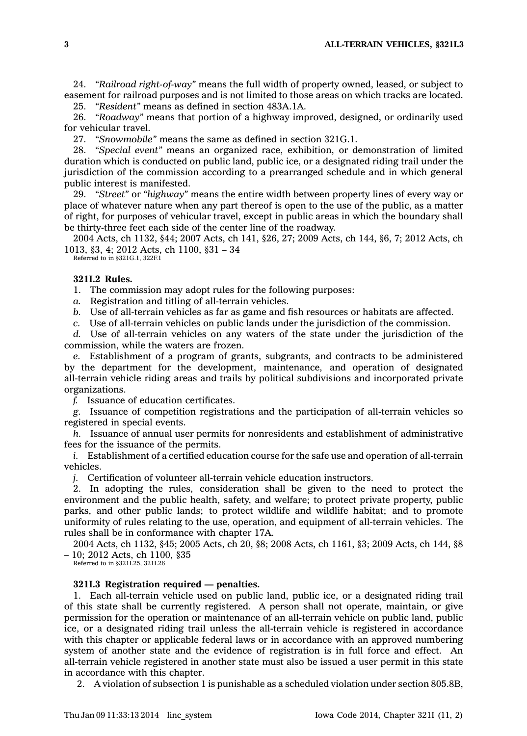24. *"Railroad right-of-way"* means the full width of property owned, leased, or subject to easement for railroad purposes and is not limited to those areas on which tracks are located.

25. *"Resident"* means as defined in section 483A.1A.

26. *"Roadway"* means that portion of a highway improved, designed, or ordinarily used for vehicular travel.

27. *"Snowmobile"* means the same as defined in section 321G.1.

28. *"Special event"* means an organized race, exhibition, or demonstration of limited duration which is conducted on public land, public ice, or a designated riding trail under the jurisdiction of the commission according to a prearranged schedule and in which general public interest is manifested.

29. *"Street"* or *"highway"* means the entire width between property lines of every way or place of whatever nature when any part thereof is open to the use of the public, as a matter of right, for purposes of vehicular travel, except in public areas in which the boundary shall be thirty-three feet each side of the center line of the roadway.

2004 Acts, ch 1132, §44; 2007 Acts, ch 141, §26, 27; 2009 Acts, ch 144, §6, 7; 2012 Acts, ch 1013, §3, 4; 2012 Acts, ch 1100, §31 – 34

Referred to in §321G.1, 322F.1

**321I.2 Rules.**

1. The commission may adopt rules for the following purposes:

*a.* Registration and titling of all-terrain vehicles.

*b.* Use of all-terrain vehicles as far as game and fish resources or habitats are affected.

*c.* Use of all-terrain vehicles on public lands under the jurisdiction of the commission.

*d.* Use of all-terrain vehicles on any waters of the state under the jurisdiction of the commission, while the waters are frozen.

*e.* Establishment of a program of grants, subgrants, and contracts to be administered by the department for the development, maintenance, and operation of designated all-terrain vehicle riding areas and trails by political subdivisions and incorporated private organizations.

*f.* Issuance of education certificates.

*g.* Issuance of competition registrations and the participation of all-terrain vehicles so registered in special events.

*h.* Issuance of annual user permits for nonresidents and establishment of administrative fees for the issuance of the permits.

*i.* Establishment of a certified education course for the safe use and operation of all-terrain vehicles.

*j.* Certification of volunteer all-terrain vehicle education instructors.

2. In adopting the rules, consideration shall be given to the need to protect the environment and the public health, safety, and welfare; to protect private property, public parks, and other public lands; to protect wildlife and wildlife habitat; and to promote uniformity of rules relating to the use, operation, and equipment of all-terrain vehicles. The rules shall be in conformance with chapter 17A.

2004 Acts, ch 1132, §45; 2005 Acts, ch 20, §8; 2008 Acts, ch 1161, §3; 2009 Acts, ch 144, §8 – 10; 2012 Acts, ch 1100, §35

Referred to in §321I.25, 321I.26

**321I.3 Registration required — penalties.**

1. Each all-terrain vehicle used on public land, public ice, or a designated riding trail of this state shall be currently registered. A person shall not operate, maintain, or give permission for the operation or maintenance of an all-terrain vehicle on public land, public ice, or a designated riding trail unless the all-terrain vehicle is registered in accordance with this chapter or applicable federal laws or in accordance with an approved numbering system of another state and the evidence of registration is in full force and effect. An all-terrain vehicle registered in another state must also be issued a user permit in this state in accordance with this chapter.

2. A violation of subsection 1 is punishable as a scheduled violation under section 805.8B,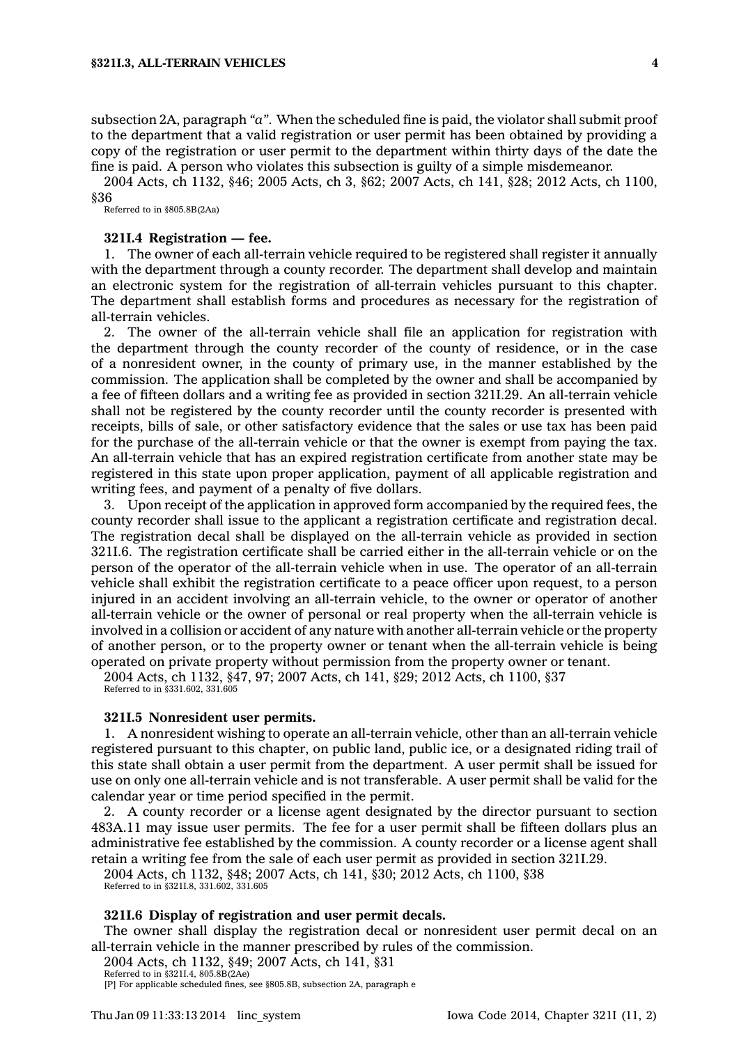subsection 2A, paragraph "*a*". When the scheduled fine is paid, the violator shall submit proof to the department that a valid registration or user permit has been obtained by providing a copy of the registration or user permit to the department within thirty days of the date the fine is paid. A person who violates this subsection is guilty of a simple misdemeanor.

2004 Acts, ch 1132, §46; 2005 Acts, ch 3, §62; 2007 Acts, ch 141, §28; 2012 Acts, ch 1100, §36

Referred to in §805.8B(2Aa)

**321I.4 Registration — fee.**

1. The owner of each all-terrain vehicle required to be registered shall register it annually with the department through a county recorder. The department shall develop and maintain an electronic system for the registration of all-terrain vehicles pursuant to this chapter. The department shall establish forms and procedures as necessary for the registration of all-terrain vehicles.

2. The owner of the all-terrain vehicle shall file an application for registration with the department through the county recorder of the county of residence, or in the case of a nonresident owner, in the county of primary use, in the manner established by the commission. The application shall be completed by the owner and shall be accompanied by a fee of fifteen dollars and a writing fee as provided in section 321I.29. An all-terrain vehicle shall not be registered by the county recorder until the county recorder is presented with receipts, bills of sale, or other satisfactory evidence that the sales or use tax has been paid for the purchase of the all-terrain vehicle or that the owner is exempt from paying the tax. An all-terrain vehicle that has an expired registration certificate from another state may be registered in this state upon proper application, payment of all applicable registration and writing fees, and payment of a penalty of five dollars.

3. Upon receipt of the application in approved form accompanied by the required fees, the county recorder shall issue to the applicant a registration certificate and registration decal. The registration decal shall be displayed on the all-terrain vehicle as provided in section 321I.6. The registration certificate shall be carried either in the all-terrain vehicle or on the person of the operator of the all-terrain vehicle when in use. The operator of an all-terrain vehicle shall exhibit the registration certificate to a peace officer upon request, to a person injured in an accident involving an all-terrain vehicle, to the owner or operator of another all-terrain vehicle or the owner of personal or real property when the all-terrain vehicle is involved in a collision or accident of any nature with another all-terrain vehicle or the property of another person, or to the property owner or tenant when the all-terrain vehicle is being operated on private property without permission from the property owner or tenant.

2004 Acts, ch 1132, §47, 97; 2007 Acts, ch 141, §29; 2012 Acts, ch 1100, §37

Referred to in §331.602, 331.605

**321I.5 Nonresident user permits.**

1. A nonresident wishing to operate an all-terrain vehicle, other than an all-terrain vehicle registered pursuant to this chapter, on public land, public ice, or a designated riding trail of this state shall obtain a user permit from the department. A user permit shall be issued for use on only one all-terrain vehicle and is not transferable. A user permit shall be valid for the calendar year or time period specified in the permit.

2. A county recorder or a license agent designated by the director pursuant to section 483A.11 may issue user permits. The fee for a user permit shall be fifteen dollars plus an administrative fee established by the commission. A county recorder or a license agent shall retain a writing fee from the sale of each user permit as provided in section 321I.29.

2004 Acts, ch 1132, §48; 2007 Acts, ch 141, §30; 2012 Acts, ch 1100, §38

Referred to in §321I.8, 331.602, 331.605

**321I.6 Display of registration and user permit decals.**

The owner shall display the registration decal or nonresident user permit decal on an all-terrain vehicle in the manner prescribed by rules of the commission.

2004 Acts, ch 1132, §49; 2007 Acts, ch 141, §31

Referred to in §321I.4, 805.8B(2Ae)

[P] For applicable scheduled fines, see §805.8B, subsection 2A, paragraph e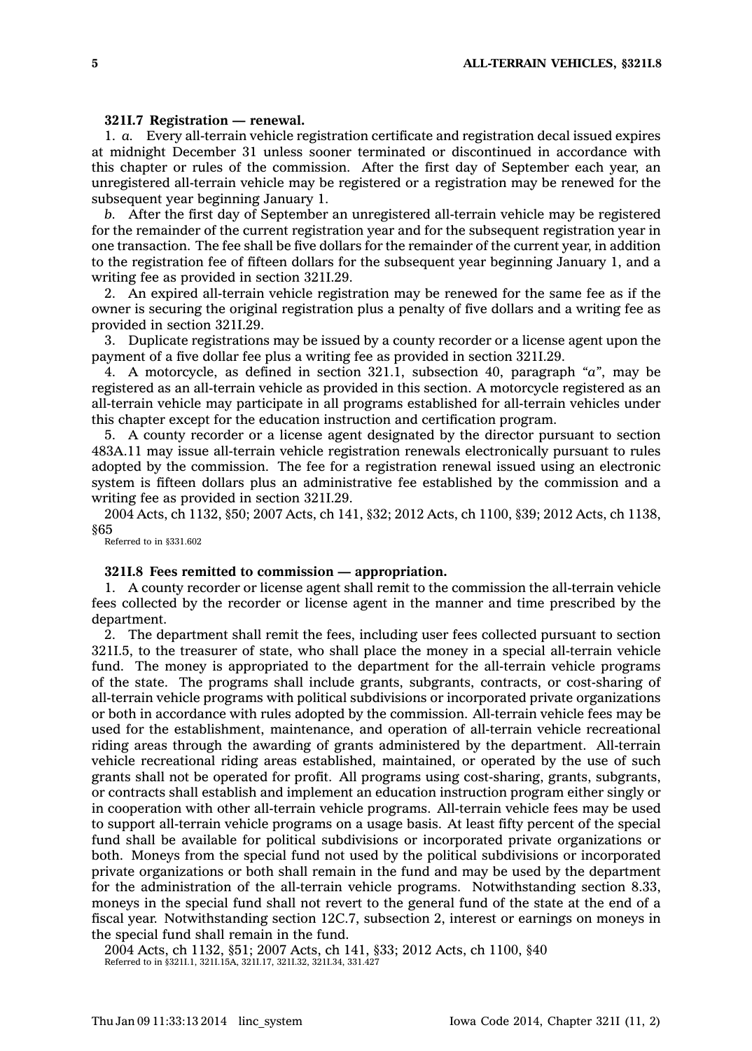**321I.7 Registration — renewal.**

1. *a.* Every all-terrain vehicle registration certificate and registration decal issued expires at midnight December 31 unless sooner terminated or discontinued in accordance with this chapter or rules of the commission. After the first day of September each year, an unregistered all-terrain vehicle may be registered or a registration may be renewed for the subsequent year beginning January 1.

*b.* After the first day of September an unregistered all-terrain vehicle may be registered for the remainder of the current registration year and for the subsequent registration year in one transaction. The fee shall be five dollars for the remainder of the current year, in addition to the registration fee of fifteen dollars for the subsequent year beginning January 1, and a writing fee as provided in section 321I.29.

2. An expired all-terrain vehicle registration may be renewed for the same fee as if the owner is securing the original registration plus a penalty of five dollars and a writing fee as provided in section 321I.29.

3. Duplicate registrations may be issued by a county recorder or a license agent upon the payment of a five dollar fee plus a writing fee as provided in section 321I.29.

4. A motorcycle, as defined in section 321.1, subsection 40, paragraph *"a"*, may be registered as an all-terrain vehicle as provided in this section. A motorcycle registered as an all-terrain vehicle may participate in all programs established for all-terrain vehicles under this chapter except for the education instruction and certification program.

5. A county recorder or a license agent designated by the director pursuant to section 483A.11 may issue all-terrain vehicle registration renewals electronically pursuant to rules adopted by the commission. The fee for a registration renewal issued using an electronic system is fifteen dollars plus an administrative fee established by the commission and a writing fee as provided in section 321I.29.

2004 Acts, ch 1132, §50; 2007 Acts, ch 141, §32; 2012 Acts, ch 1100, §39; 2012 Acts, ch 1138, §65

Referred to in §331.602

**321I.8 Fees remitted to commission — appropriation.**

1. A county recorder or license agent shall remit to the commission the all-terrain vehicle fees collected by the recorder or license agent in the manner and time prescribed by the department.

2. The department shall remit the fees, including user fees collected pursuant to section 321I.5, to the treasurer of state, who shall place the money in a special all-terrain vehicle fund. The money is appropriated to the department for the all-terrain vehicle programs of the state. The programs shall include grants, subgrants, contracts, or cost-sharing of all-terrain vehicle programs with political subdivisions or incorporated private organizations or both in accordance with rules adopted by the commission. All-terrain vehicle fees may be used for the establishment, maintenance, and operation of all-terrain vehicle recreational riding areas through the awarding of grants administered by the department. All-terrain vehicle recreational riding areas established, maintained, or operated by the use of such grants shall not be operated for profit. All programs using cost-sharing, grants, subgrants, or contracts shall establish and implement an education instruction program either singly or in cooperation with other all-terrain vehicle programs. All-terrain vehicle fees may be used to support all-terrain vehicle programs on a usage basis. At least fifty percent of the special fund shall be available for political subdivisions or incorporated private organizations or both. Moneys from the special fund not used by the political subdivisions or incorporated private organizations or both shall remain in the fund and may be used by the department for the administration of the all-terrain vehicle programs. Notwithstanding section 8.33, moneys in the special fund shall not revert to the general fund of the state at the end of a fiscal year. Notwithstanding section 12C.7, subsection 2, interest or earnings on moneys in the special fund shall remain in the fund.

2004 Acts, ch 1132, §51; 2007 Acts, ch 141, §33; 2012 Acts, ch 1100, §40

Referred to in §321I.1, 321I.15A, 321I.17, 321I.32, 321I.34, 331.427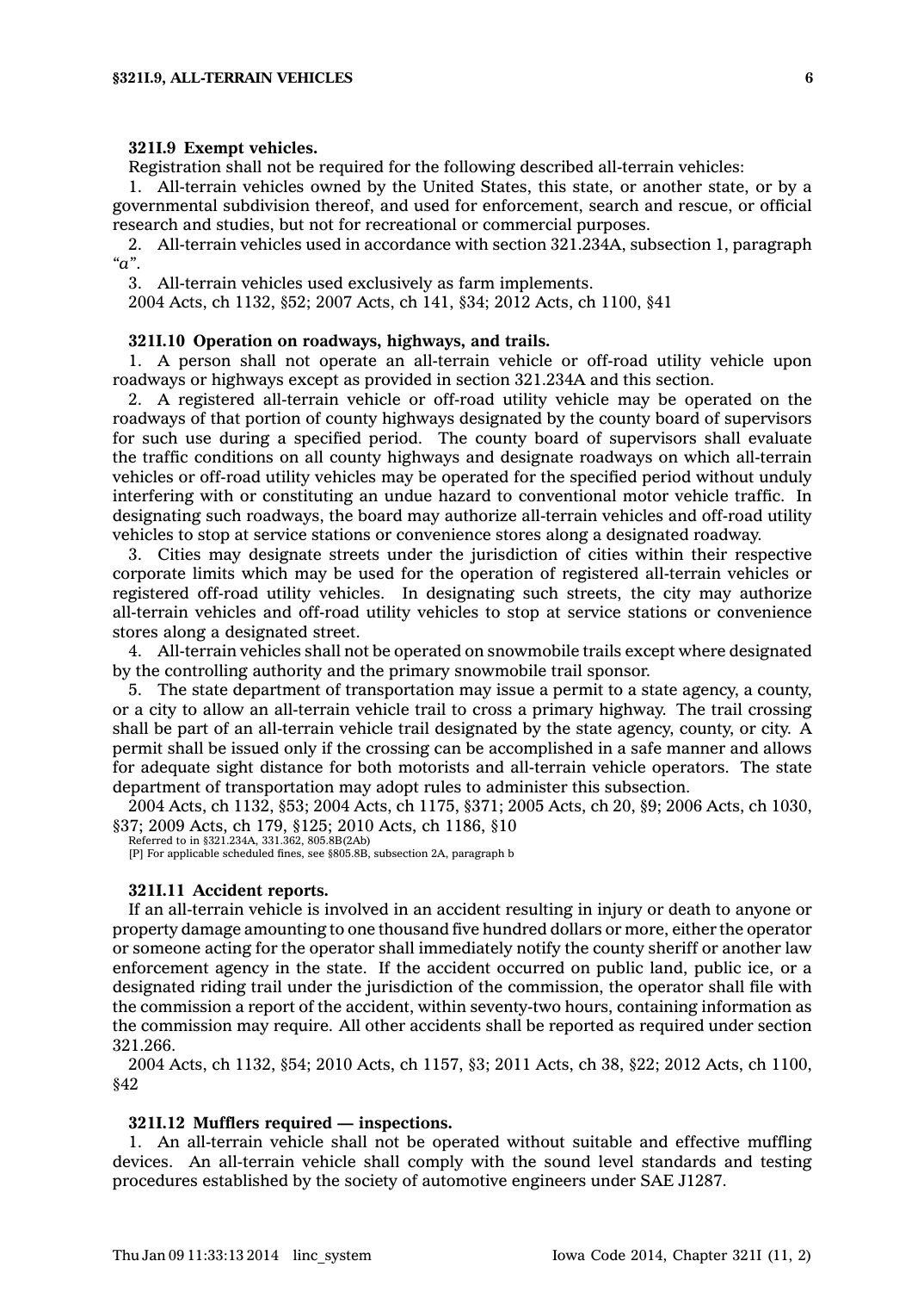**321I.9 Exempt vehicles.**

Registration shall not be required for the following described all-terrain vehicles:

1. All-terrain vehicles owned by the United States, this state, or another state, or by a governmental subdivision thereof, and used for enforcement, search and rescue, or official research and studies, but not for recreational or commercial purposes.

2. All-terrain vehicles used in accordance with section 321.234A, subsection 1, paragraph "*a*".

3. All-terrain vehicles used exclusively as farm implements.

2004 Acts, ch 1132, §52; 2007 Acts, ch 141, §34; 2012 Acts, ch 1100, §41

**321I.10 Operation on roadways, highways, and trails.**

1. A person shall not operate an all-terrain vehicle or off-road utility vehicle upon roadways or highways except as provided in section 321.234A and this section.

2. A registered all-terrain vehicle or off-road utility vehicle may be operated on the roadways of that portion of county highways designated by the county board of supervisors for such use during a specified period. The county board of supervisors shall evaluate the traffic conditions on all county highways and designate roadways on which all-terrain vehicles or off-road utility vehicles may be operated for the specified period without unduly interfering with or constituting an undue hazard to conventional motor vehicle traffic. In designating such roadways, the board may authorize all-terrain vehicles and off-road utility vehicles to stop at service stations or convenience stores along a designated roadway.

3. Cities may designate streets under the jurisdiction of cities within their respective corporate limits which may be used for the operation of registered all-terrain vehicles or registered off-road utility vehicles. In designating such streets, the city may authorize all-terrain vehicles and off-road utility vehicles to stop at service stations or convenience stores along a designated street.

4. All-terrain vehicles shall not be operated on snowmobile trails except where designated by the controlling authority and the primary snowmobile trail sponsor.

5. The state department of transportation may issue a permit to a state agency, a county, or a city to allow an all-terrain vehicle trail to cross a primary highway. The trail crossing shall be part of an all-terrain vehicle trail designated by the state agency, county, or city. A permit shall be issued only if the crossing can be accomplished in a safe manner and allows for adequate sight distance for both motorists and all-terrain vehicle operators. The state department of transportation may adopt rules to administer this subsection.

2004 Acts, ch 1132, §53; 2004 Acts, ch 1175, §371; 2005 Acts, ch 20, §9; 2006 Acts, ch 1030, §37; 2009 Acts, ch 179, §125; 2010 Acts, ch 1186, §10

Referred to in §321.234A, 331.362, 805.8B(2Ab)

[P] For applicable scheduled fines, see §805.8B, subsection 2A, paragraph b

**321I.11 Accident reports.**

If an all-terrain vehicle is involved in an accident resulting in injury or death to anyone or property damage amounting to one thousand five hundred dollars or more, either the operator or someone acting for the operator shall immediately notify the county sheriff or another law enforcement agency in the state. If the accident occurred on public land, public ice, or a designated riding trail under the jurisdiction of the commission, the operator shall file with the commission a report of the accident, within seventy-two hours, containing information as the commission may require. All other accidents shall be reported as required under section 321.266.

2004 Acts, ch 1132, §54; 2010 Acts, ch 1157, §3; 2011 Acts, ch 38, §22; 2012 Acts, ch 1100, §42

**321I.12 Mufflers required — inspections.**

1. An all-terrain vehicle shall not be operated without suitable and effective muffling devices. An all-terrain vehicle shall comply with the sound level standards and testing procedures established by the society of automotive engineers under SAE J1287.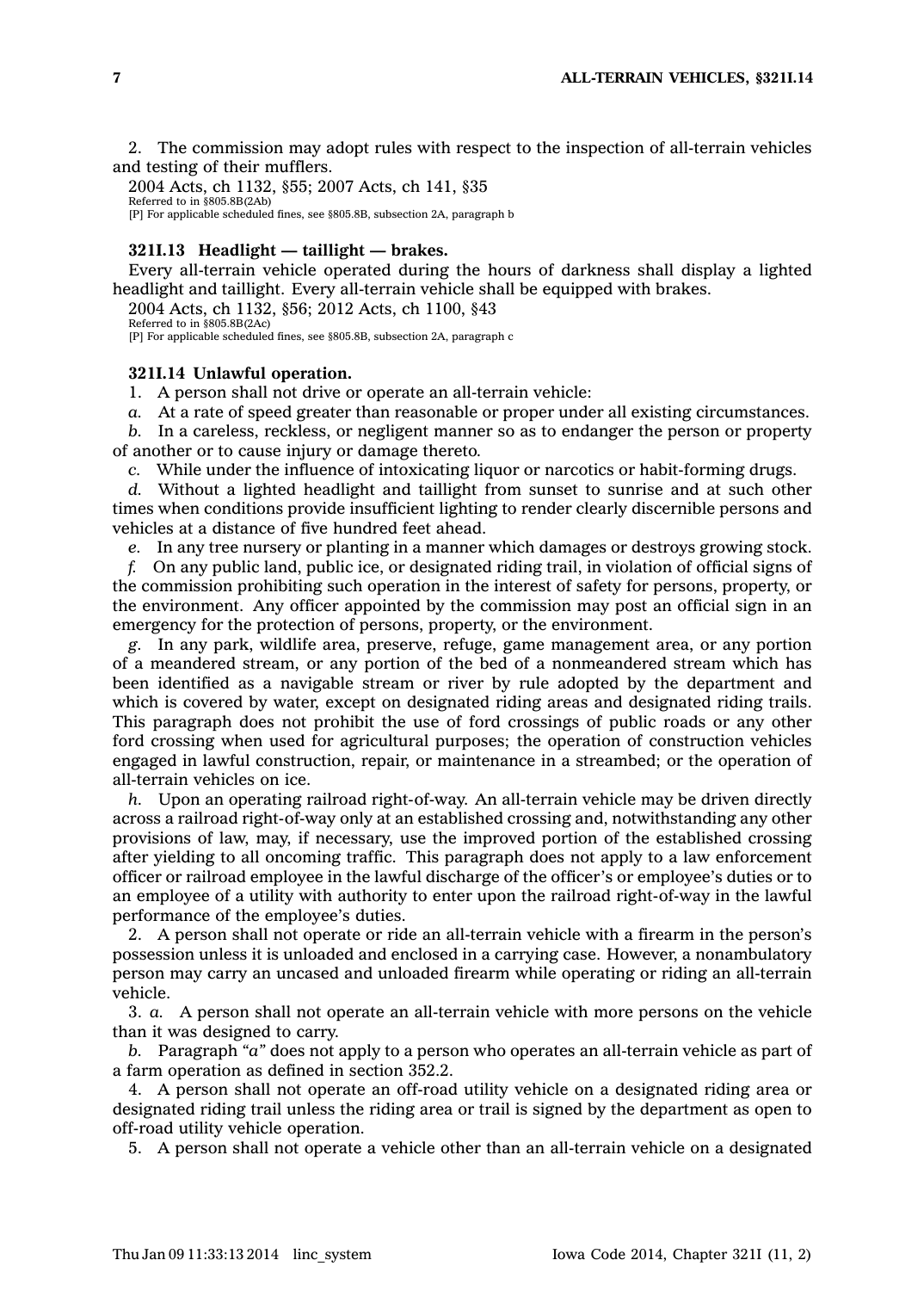2. The commission may adopt rules with respect to the inspection of all-terrain vehicles and testing of their mufflers.

2004 Acts, ch 1132, §55; 2007 Acts, ch 141, §35
Referred to in §805.8B(2Ab)
[P] For applicable scheduled fines, see §805.8B, subsection 2A, paragraph b

### 321I.13 Headlight — taillight — brakes.

Every all-terrain vehicle operated during the hours of darkness shall display a lighted headlight and taillight. Every all-terrain vehicle shall be equipped with brakes.

2004 Acts, ch 1132, §56; 2012 Acts, ch 1100, §43
Referred to in §805.8B(2Ac)
[P] For applicable scheduled fines, see §805.8B, subsection 2A, paragraph c

### 321I.14 Unlawful operation.

1. A person shall not drive or operate an all-terrain vehicle:

*a.* At a rate of speed greater than reasonable or proper under all existing circumstances.

*b.* In a careless, reckless, or negligent manner so as to endanger the person or property of another or to cause injury or damage thereto.

*c.* While under the influence of intoxicating liquor or narcotics or habit-forming drugs.

*d.* Without a lighted headlight and taillight from sunset to sunrise and at such other times when conditions provide insufficient lighting to render clearly discernible persons and vehicles at a distance of five hundred feet ahead.

*e.* In any tree nursery or planting in a manner which damages or destroys growing stock.

*f.* On any public land, public ice, or designated riding trail, in violation of official signs of the commission prohibiting such operation in the interest of safety for persons, property, or the environment. Any officer appointed by the commission may post an official sign in an emergency for the protection of persons, property, or the environment.

*g.* In any park, wildlife area, preserve, refuge, game management area, or any portion of a meandered stream, or any portion of the bed of a nonmeandered stream which has been identified as a navigable stream or river by rule adopted by the department and which is covered by water, except on designated riding areas and designated riding trails. This paragraph does not prohibit the use of ford crossings of public roads or any other ford crossing when used for agricultural purposes; the operation of construction vehicles engaged in lawful construction, repair, or maintenance in a streambed; or the operation of all-terrain vehicles on ice.

*h.* Upon an operating railroad right-of-way. An all-terrain vehicle may be driven directly across a railroad right-of-way only at an established crossing and, notwithstanding any other provisions of law, may, if necessary, use the improved portion of the established crossing after yielding to all oncoming traffic. This paragraph does not apply to a law enforcement officer or railroad employee in the lawful discharge of the officer's or employee's duties or to an employee of a utility with authority to enter upon the railroad right-of-way in the lawful performance of the employee's duties.

2. A person shall not operate or ride an all-terrain vehicle with a firearm in the person's possession unless it is unloaded and enclosed in a carrying case. However, a nonambulatory person may carry an uncased and unloaded firearm while operating or riding an all-terrain vehicle.

3. *a.* A person shall not operate an all-terrain vehicle with more persons on the vehicle than it was designed to carry.

*b.* Paragraph "*a*" does not apply to a person who operates an all-terrain vehicle as part of a farm operation as defined in section 352.2.

4. A person shall not operate an off-road utility vehicle on a designated riding area or designated riding trail unless the riding area or trail is signed by the department as open to off-road utility vehicle operation.

5. A person shall not operate a vehicle other than an all-terrain vehicle on a designated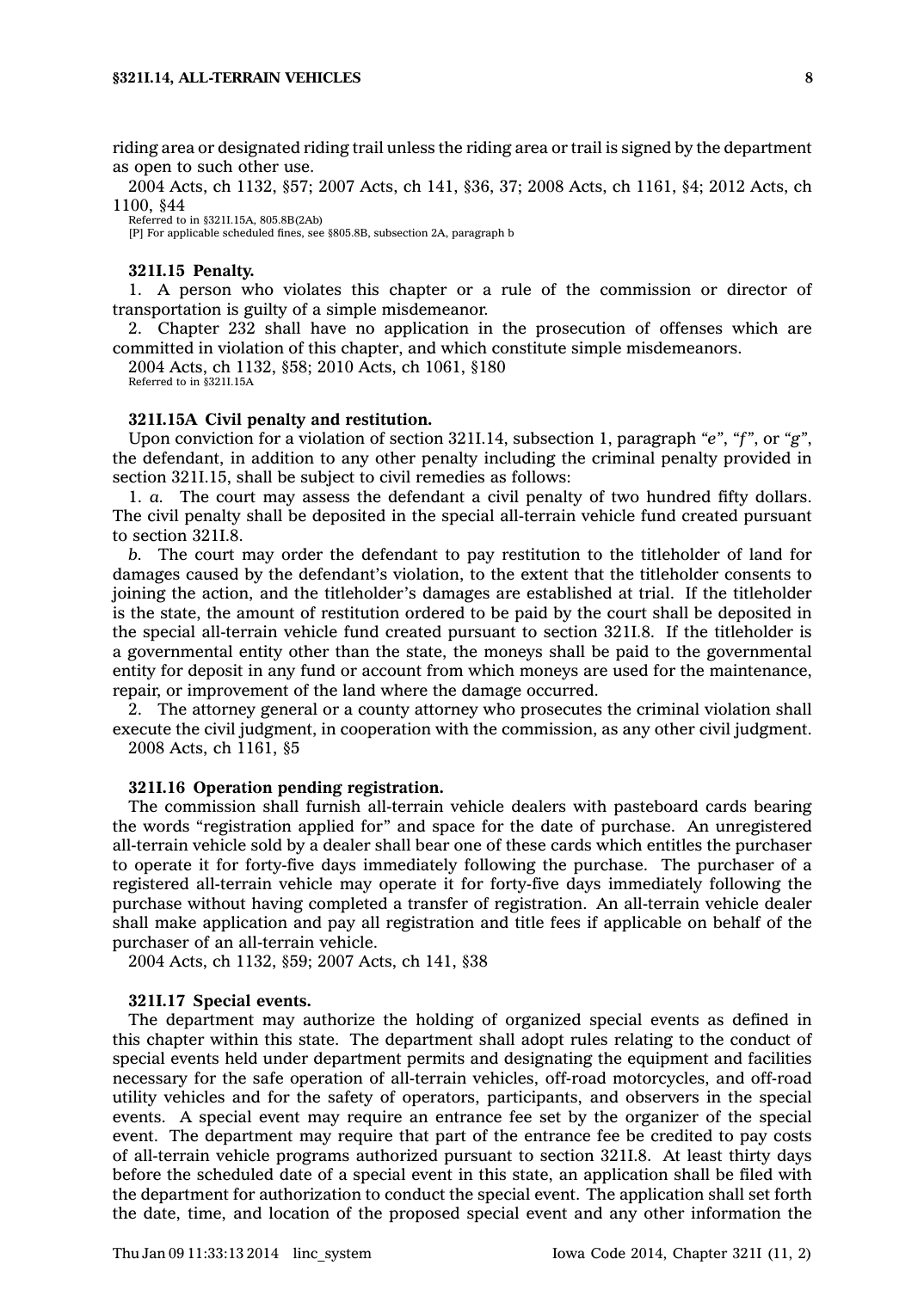riding area or designated riding trail unless the riding area or trail is signed by the department as open to such other use.

2004 Acts, ch 1132, §57; 2007 Acts, ch 141, §36, 37; 2008 Acts, ch 1161, §4; 2012 Acts, ch 1100, §44

Referred to in §321I.15A, 805.8B(2Ab)

[P] For applicable scheduled fines, see §805.8B, subsection 2A, paragraph b

**321I.15 Penalty.**

1. A person who violates this chapter or a rule of the commission or director of transportation is guilty of a simple misdemeanor.

2. Chapter 232 shall have no application in the prosecution of offenses which are committed in violation of this chapter, and which constitute simple misdemeanors.

2004 Acts, ch 1132, §58; 2010 Acts, ch 1061, §180

Referred to in §321I.15A

**321I.15A Civil penalty and restitution.**

Upon conviction for a violation of section 321I.14, subsection 1, paragraph *"e"*, *"f"*, or *"g"*, the defendant, in addition to any other penalty including the criminal penalty provided in section 321I.15, shall be subject to civil remedies as follows:

1. *a.* The court may assess the defendant a civil penalty of two hundred fifty dollars. The civil penalty shall be deposited in the special all-terrain vehicle fund created pursuant to section 321I.8.

*b.* The court may order the defendant to pay restitution to the titleholder of land for damages caused by the defendant's violation, to the extent that the titleholder consents to joining the action, and the titleholder's damages are established at trial. If the titleholder is the state, the amount of restitution ordered to be paid by the court shall be deposited in the special all-terrain vehicle fund created pursuant to section 321I.8. If the titleholder is a governmental entity other than the state, the moneys shall be paid to the governmental entity for deposit in any fund or account from which moneys are used for the maintenance, repair, or improvement of the land where the damage occurred.

2. The attorney general or a county attorney who prosecutes the criminal violation shall execute the civil judgment, in cooperation with the commission, as any other civil judgment.

2008 Acts, ch 1161, §5

**321I.16 Operation pending registration.**

The commission shall furnish all-terrain vehicle dealers with pasteboard cards bearing the words "registration applied for" and space for the date of purchase. An unregistered all-terrain vehicle sold by a dealer shall bear one of these cards which entitles the purchaser to operate it for forty-five days immediately following the purchase. The purchaser of a registered all-terrain vehicle may operate it for forty-five days immediately following the purchase without having completed a transfer of registration. An all-terrain vehicle dealer shall make application and pay all registration and title fees if applicable on behalf of the purchaser of an all-terrain vehicle.

2004 Acts, ch 1132, §59; 2007 Acts, ch 141, §38

**321I.17 Special events.**

The department may authorize the holding of organized special events as defined in this chapter within this state. The department shall adopt rules relating to the conduct of special events held under department permits and designating the equipment and facilities necessary for the safe operation of all-terrain vehicles, off-road motorcycles, and off-road utility vehicles and for the safety of operators, participants, and observers in the special events. A special event may require an entrance fee set by the organizer of the special event. The department may require that part of the entrance fee be credited to pay costs of all-terrain vehicle programs authorized pursuant to section 321I.8. At least thirty days before the scheduled date of a special event in this state, an application shall be filed with the department for authorization to conduct the special event. The application shall set forth the date, time, and location of the proposed special event and any other information the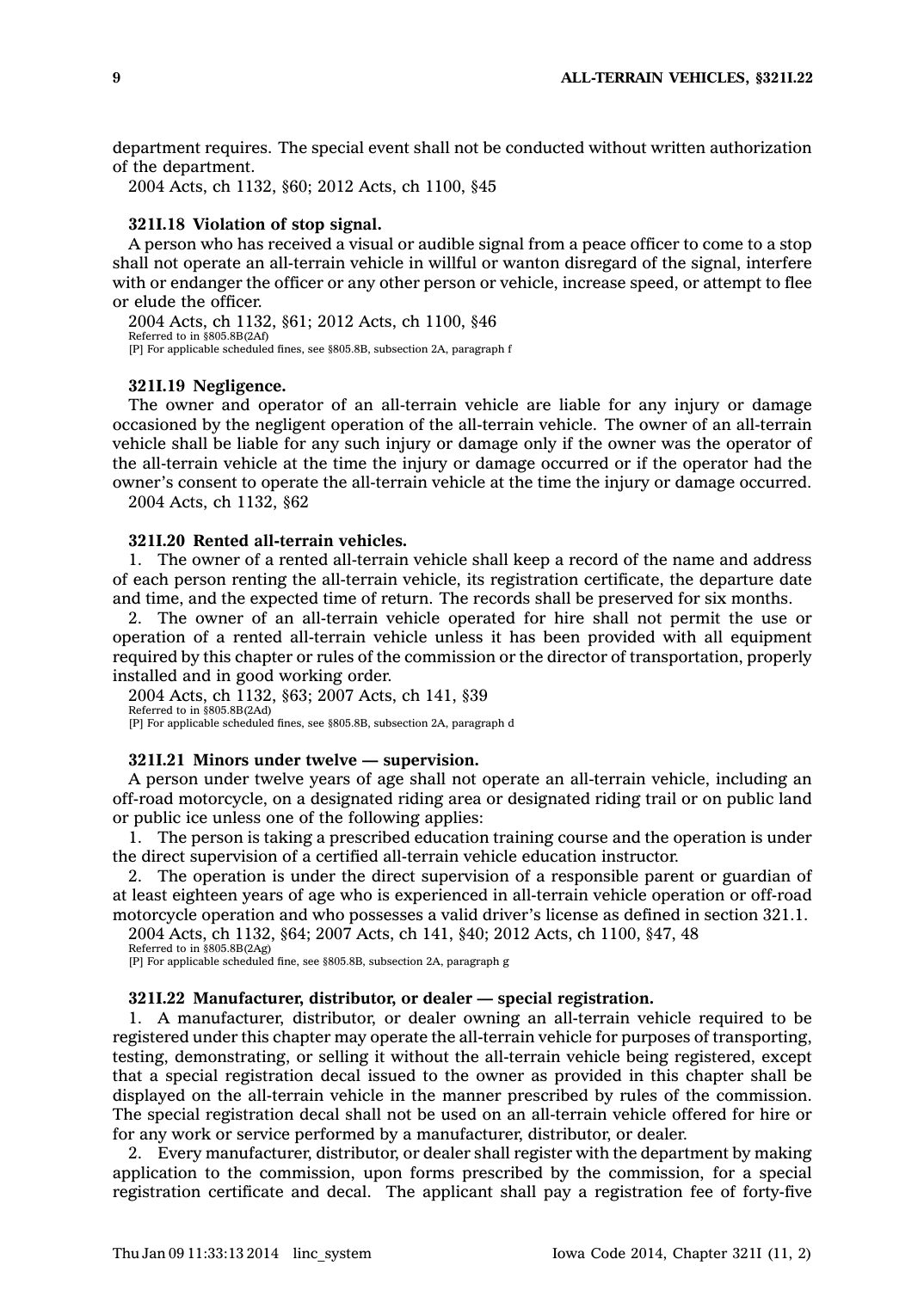department requires. The special event shall not be conducted without written authorization of the department.

2004 Acts, ch 1132, §60; 2012 Acts, ch 1100, §45

**321I.18 Violation of stop signal.**

A person who has received a visual or audible signal from a peace officer to come to a stop shall not operate an all-terrain vehicle in willful or wanton disregard of the signal, interfere with or endanger the officer or any other person or vehicle, increase speed, or attempt to flee or elude the officer.

2004 Acts, ch 1132, §61; 2012 Acts, ch 1100, §46
Referred to in §805.8B(2Af)
[P] For applicable scheduled fines, see §805.8B, subsection 2A, paragraph f

**321I.19 Negligence.**

The owner and operator of an all-terrain vehicle are liable for any injury or damage occasioned by the negligent operation of the all-terrain vehicle. The owner of an all-terrain vehicle shall be liable for any such injury or damage only if the owner was the operator of the all-terrain vehicle at the time the injury or damage occurred or if the operator had the owner's consent to operate the all-terrain vehicle at the time the injury or damage occurred.

2004 Acts, ch 1132, §62

**321I.20 Rented all-terrain vehicles.**

1. The owner of a rented all-terrain vehicle shall keep a record of the name and address of each person renting the all-terrain vehicle, its registration certificate, the departure date and time, and the expected time of return. The records shall be preserved for six months.

2. The owner of an all-terrain vehicle operated for hire shall not permit the use or operation of a rented all-terrain vehicle unless it has been provided with all equipment required by this chapter or rules of the commission or the director of transportation, properly installed and in good working order.

2004 Acts, ch 1132, §63; 2007 Acts, ch 141, §39
Referred to in §805.8B(2Ad)
[P] For applicable scheduled fines, see §805.8B, subsection 2A, paragraph d

**321I.21 Minors under twelve — supervision.**

A person under twelve years of age shall not operate an all-terrain vehicle, including an off-road motorcycle, on a designated riding area or designated riding trail or on public land or public ice unless one of the following applies:

1. The person is taking a prescribed education training course and the operation is under the direct supervision of a certified all-terrain vehicle education instructor.

2. The operation is under the direct supervision of a responsible parent or guardian of at least eighteen years of age who is experienced in all-terrain vehicle operation or off-road motorcycle operation and who possesses a valid driver's license as defined in section 321.1.

2004 Acts, ch 1132, §64; 2007 Acts, ch 141, §40; 2012 Acts, ch 1100, §47, 48
Referred to in §805.8B(2Ag)
[P] For applicable scheduled fine, see §805.8B, subsection 2A, paragraph g

**321I.22 Manufacturer, distributor, or dealer — special registration.**

1. A manufacturer, distributor, or dealer owning an all-terrain vehicle required to be registered under this chapter may operate the all-terrain vehicle for purposes of transporting, testing, demonstrating, or selling it without the all-terrain vehicle being registered, except that a special registration decal issued to the owner as provided in this chapter shall be displayed on the all-terrain vehicle in the manner prescribed by rules of the commission. The special registration decal shall not be used on an all-terrain vehicle offered for hire or for any work or service performed by a manufacturer, distributor, or dealer.

2. Every manufacturer, distributor, or dealer shall register with the department by making application to the commission, upon forms prescribed by the commission, for a special registration certificate and decal. The applicant shall pay a registration fee of forty-five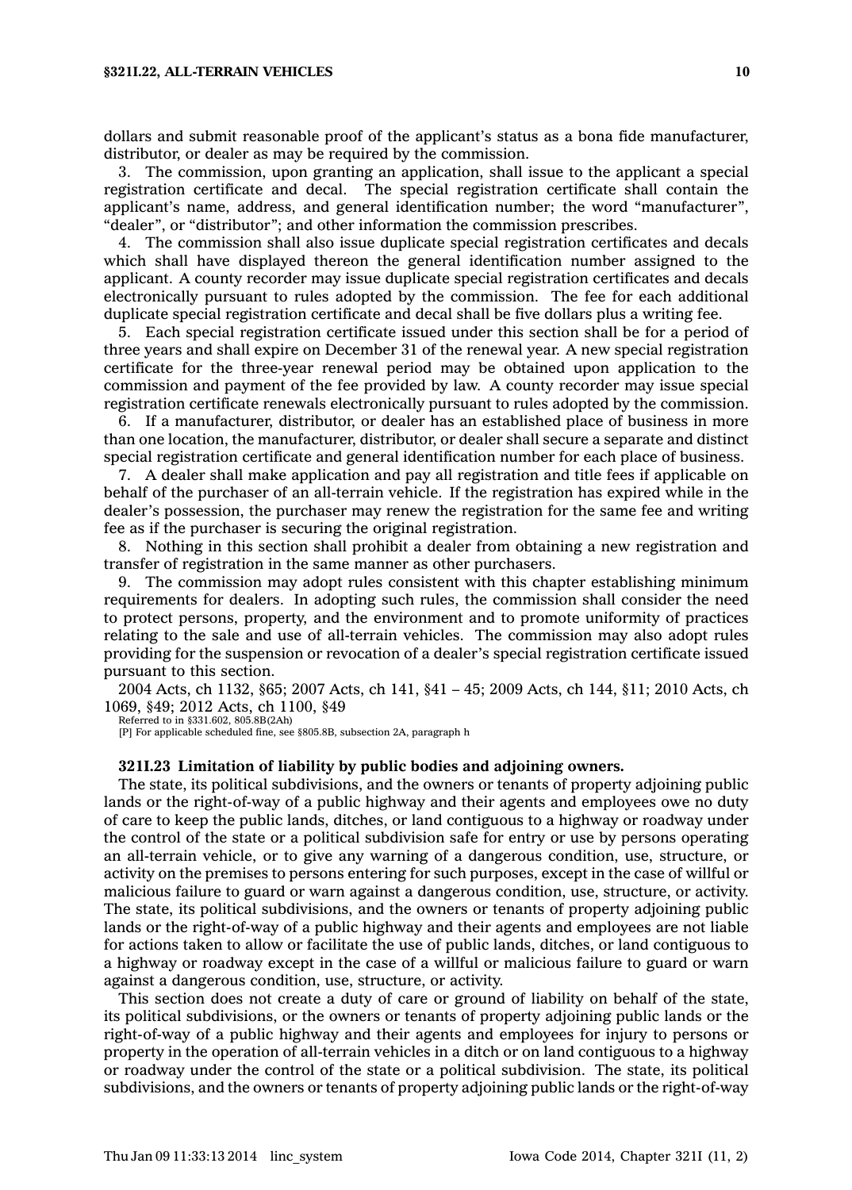dollars and submit reasonable proof of the applicant's status as a bona fide manufacturer, distributor, or dealer as may be required by the commission.

3. The commission, upon granting an application, shall issue to the applicant a special registration certificate and decal. The special registration certificate shall contain the applicant's name, address, and general identification number; the word "manufacturer", "dealer", or "distributor"; and other information the commission prescribes.

4. The commission shall also issue duplicate special registration certificates and decals which shall have displayed thereon the general identification number assigned to the applicant. A county recorder may issue duplicate special registration certificates and decals electronically pursuant to rules adopted by the commission. The fee for each additional duplicate special registration certificate and decal shall be five dollars plus a writing fee.

5. Each special registration certificate issued under this section shall be for a period of three years and shall expire on December 31 of the renewal year. A new special registration certificate for the three-year renewal period may be obtained upon application to the commission and payment of the fee provided by law. A county recorder may issue special registration certificate renewals electronically pursuant to rules adopted by the commission.

6. If a manufacturer, distributor, or dealer has an established place of business in more than one location, the manufacturer, distributor, or dealer shall secure a separate and distinct special registration certificate and general identification number for each place of business.

7. A dealer shall make application and pay all registration and title fees if applicable on behalf of the purchaser of an all-terrain vehicle. If the registration has expired while in the dealer's possession, the purchaser may renew the registration for the same fee and writing fee as if the purchaser is securing the original registration.

8. Nothing in this section shall prohibit a dealer from obtaining a new registration and transfer of registration in the same manner as other purchasers.

9. The commission may adopt rules consistent with this chapter establishing minimum requirements for dealers. In adopting such rules, the commission shall consider the need to protect persons, property, and the environment and to promote uniformity of practices relating to the sale and use of all-terrain vehicles. The commission may also adopt rules providing for the suspension or revocation of a dealer's special registration certificate issued pursuant to this section.

2004 Acts, ch 1132, §65; 2007 Acts, ch 141, §41 – 45; 2009 Acts, ch 144, §11; 2010 Acts, ch 1069, §49; 2012 Acts, ch 1100, §49

Referred to in §331.602, 805.8B(2Ah)

[P] For applicable scheduled fine, see §805.8B, subsection 2A, paragraph h

**321I.23 Limitation of liability by public bodies and adjoining owners.**

The state, its political subdivisions, and the owners or tenants of property adjoining public lands or the right-of-way of a public highway and their agents and employees owe no duty of care to keep the public lands, ditches, or land contiguous to a highway or roadway under the control of the state or a political subdivision safe for entry or use by persons operating an all-terrain vehicle, or to give any warning of a dangerous condition, use, structure, or activity on the premises to persons entering for such purposes, except in the case of willful or malicious failure to guard or warn against a dangerous condition, use, structure, or activity. The state, its political subdivisions, and the owners or tenants of property adjoining public lands or the right-of-way of a public highway and their agents and employees are not liable for actions taken to allow or facilitate the use of public lands, ditches, or land contiguous to a highway or roadway except in the case of a willful or malicious failure to guard or warn against a dangerous condition, use, structure, or activity.

This section does not create a duty of care or ground of liability on behalf of the state, its political subdivisions, or the owners or tenants of property adjoining public lands or the right-of-way of a public highway and their agents and employees for injury to persons or property in the operation of all-terrain vehicles in a ditch or on land contiguous to a highway or roadway under the control of the state or a political subdivision. The state, its political subdivisions, and the owners or tenants of property adjoining public lands or the right-of-way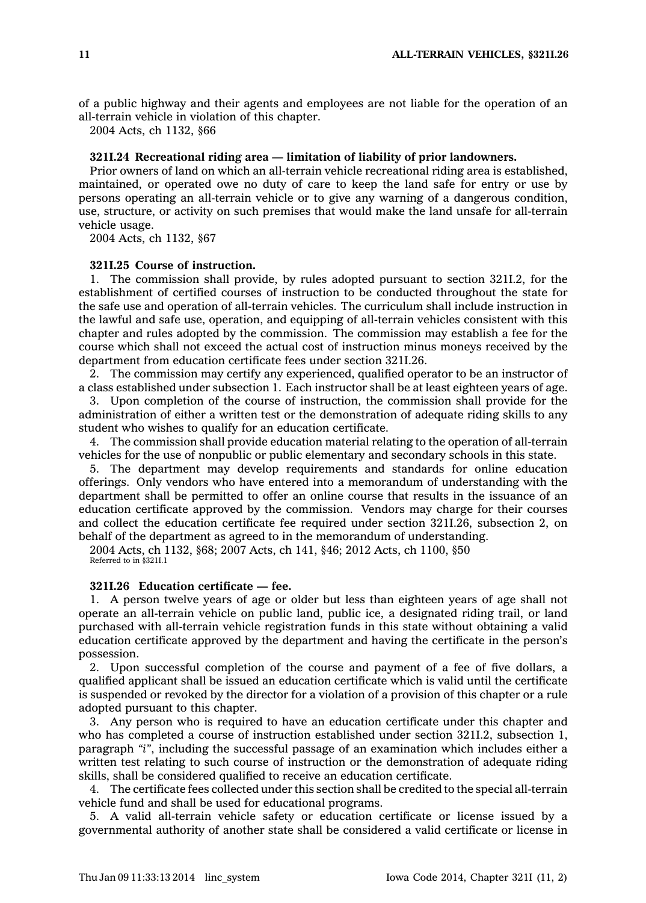of a public highway and their agents and employees are not liable for the operation of an all-terrain vehicle in violation of this chapter.

2004 Acts, ch 1132, §66

**321I.24 Recreational riding area — limitation of liability of prior landowners.**

Prior owners of land on which an all-terrain vehicle recreational riding area is established, maintained, or operated owe no duty of care to keep the land safe for entry or use by persons operating an all-terrain vehicle or to give any warning of a dangerous condition, use, structure, or activity on such premises that would make the land unsafe for all-terrain vehicle usage.

2004 Acts, ch 1132, §67

**321I.25 Course of instruction.**

1. The commission shall provide, by rules adopted pursuant to section 321I.2, for the establishment of certified courses of instruction to be conducted throughout the state for the safe use and operation of all-terrain vehicles. The curriculum shall include instruction in the lawful and safe use, operation, and equipping of all-terrain vehicles consistent with this chapter and rules adopted by the commission. The commission may establish a fee for the course which shall not exceed the actual cost of instruction minus moneys received by the department from education certificate fees under section 321I.26.

2. The commission may certify any experienced, qualified operator to be an instructor of a class established under subsection 1. Each instructor shall be at least eighteen years of age.

3. Upon completion of the course of instruction, the commission shall provide for the administration of either a written test or the demonstration of adequate riding skills to any student who wishes to qualify for an education certificate.

4. The commission shall provide education material relating to the operation of all-terrain vehicles for the use of nonpublic or public elementary and secondary schools in this state.

5. The department may develop requirements and standards for online education offerings. Only vendors who have entered into a memorandum of understanding with the department shall be permitted to offer an online course that results in the issuance of an education certificate approved by the commission. Vendors may charge for their courses and collect the education certificate fee required under section 321I.26, subsection 2, on behalf of the department as agreed to in the memorandum of understanding.

2004 Acts, ch 1132, §68; 2007 Acts, ch 141, §46; 2012 Acts, ch 1100, §50
Referred to in §321I.1

**321I.26 Education certificate — fee.**

1. A person twelve years of age or older but less than eighteen years of age shall not operate an all-terrain vehicle on public land, public ice, a designated riding trail, or land purchased with all-terrain vehicle registration funds in this state without obtaining a valid education certificate approved by the department and having the certificate in the person's possession.

2. Upon successful completion of the course and payment of a fee of five dollars, a qualified applicant shall be issued an education certificate which is valid until the certificate is suspended or revoked by the director for a violation of a provision of this chapter or a rule adopted pursuant to this chapter.

3. Any person who is required to have an education certificate under this chapter and who has completed a course of instruction established under section 321I.2, subsection 1, paragraph *"i"*, including the successful passage of an examination which includes either a written test relating to such course of instruction or the demonstration of adequate riding skills, shall be considered qualified to receive an education certificate.

4. The certificate fees collected under this section shall be credited to the special all-terrain vehicle fund and shall be used for educational programs.

5. A valid all-terrain vehicle safety or education certificate or license issued by a governmental authority of another state shall be considered a valid certificate or license in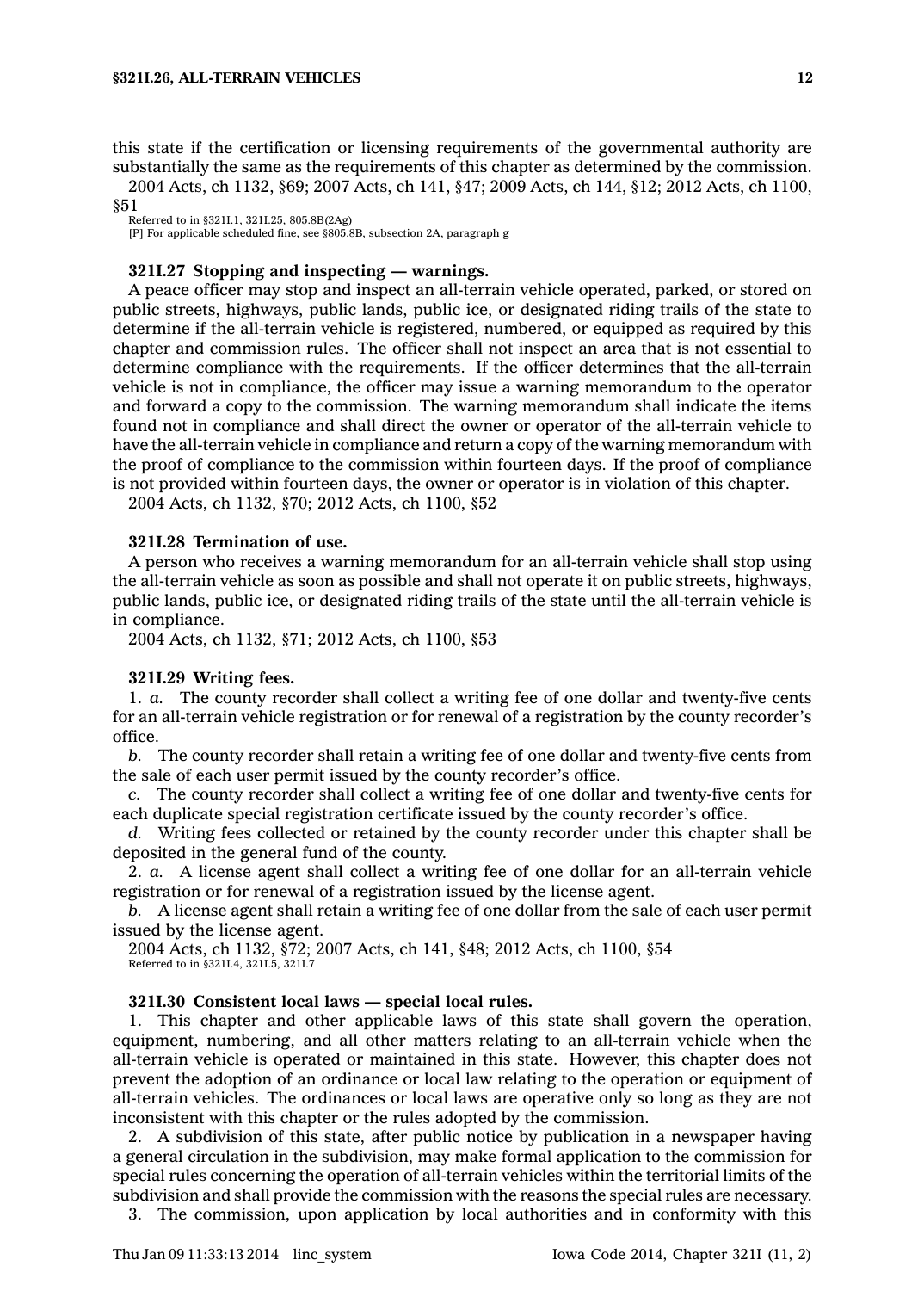this state if the certification or licensing requirements of the governmental authority are substantially the same as the requirements of this chapter as determined by the commission.

2004 Acts, ch 1132, §69; 2007 Acts, ch 141, §47; 2009 Acts, ch 144, §12; 2012 Acts, ch 1100, §51

Referred to in §321I.1, 321I.25, 805.8B(2Ag)

[P] For applicable scheduled fine, see §805.8B, subsection 2A, paragraph g

**321I.27 Stopping and inspecting — warnings.**

A peace officer may stop and inspect an all-terrain vehicle operated, parked, or stored on public streets, highways, public lands, public ice, or designated riding trails of the state to determine if the all-terrain vehicle is registered, numbered, or equipped as required by this chapter and commission rules. The officer shall not inspect an area that is not essential to determine compliance with the requirements. If the officer determines that the all-terrain vehicle is not in compliance, the officer may issue a warning memorandum to the operator and forward a copy to the commission. The warning memorandum shall indicate the items found not in compliance and shall direct the owner or operator of the all-terrain vehicle to have the all-terrain vehicle in compliance and return a copy of the warning memorandum with the proof of compliance to the commission within fourteen days. If the proof of compliance is not provided within fourteen days, the owner or operator is in violation of this chapter.

2004 Acts, ch 1132, §70; 2012 Acts, ch 1100, §52

**321I.28 Termination of use.**

A person who receives a warning memorandum for an all-terrain vehicle shall stop using the all-terrain vehicle as soon as possible and shall not operate it on public streets, highways, public lands, public ice, or designated riding trails of the state until the all-terrain vehicle is in compliance.

2004 Acts, ch 1132, §71; 2012 Acts, ch 1100, §53

**321I.29 Writing fees.**

1. *a.* The county recorder shall collect a writing fee of one dollar and twenty-five cents for an all-terrain vehicle registration or for renewal of a registration by the county recorder's office.

*b.* The county recorder shall retain a writing fee of one dollar and twenty-five cents from the sale of each user permit issued by the county recorder's office.

*c.* The county recorder shall collect a writing fee of one dollar and twenty-five cents for each duplicate special registration certificate issued by the county recorder's office.

*d.* Writing fees collected or retained by the county recorder under this chapter shall be deposited in the general fund of the county.

2. *a.* A license agent shall collect a writing fee of one dollar for an all-terrain vehicle registration or for renewal of a registration issued by the license agent.

*b.* A license agent shall retain a writing fee of one dollar from the sale of each user permit issued by the license agent.

2004 Acts, ch 1132, §72; 2007 Acts, ch 141, §48; 2012 Acts, ch 1100, §54

Referred to in §321I.4, 321I.5, 321I.7

**321I.30 Consistent local laws — special local rules.**

1. This chapter and other applicable laws of this state shall govern the operation, equipment, numbering, and all other matters relating to an all-terrain vehicle when the all-terrain vehicle is operated or maintained in this state. However, this chapter does not prevent the adoption of an ordinance or local law relating to the operation or equipment of all-terrain vehicles. The ordinances or local laws are operative only so long as they are not inconsistent with this chapter or the rules adopted by the commission.

2. A subdivision of this state, after public notice by publication in a newspaper having a general circulation in the subdivision, may make formal application to the commission for special rules concerning the operation of all-terrain vehicles within the territorial limits of the subdivision and shall provide the commission with the reasons the special rules are necessary.

3. The commission, upon application by local authorities and in conformity with this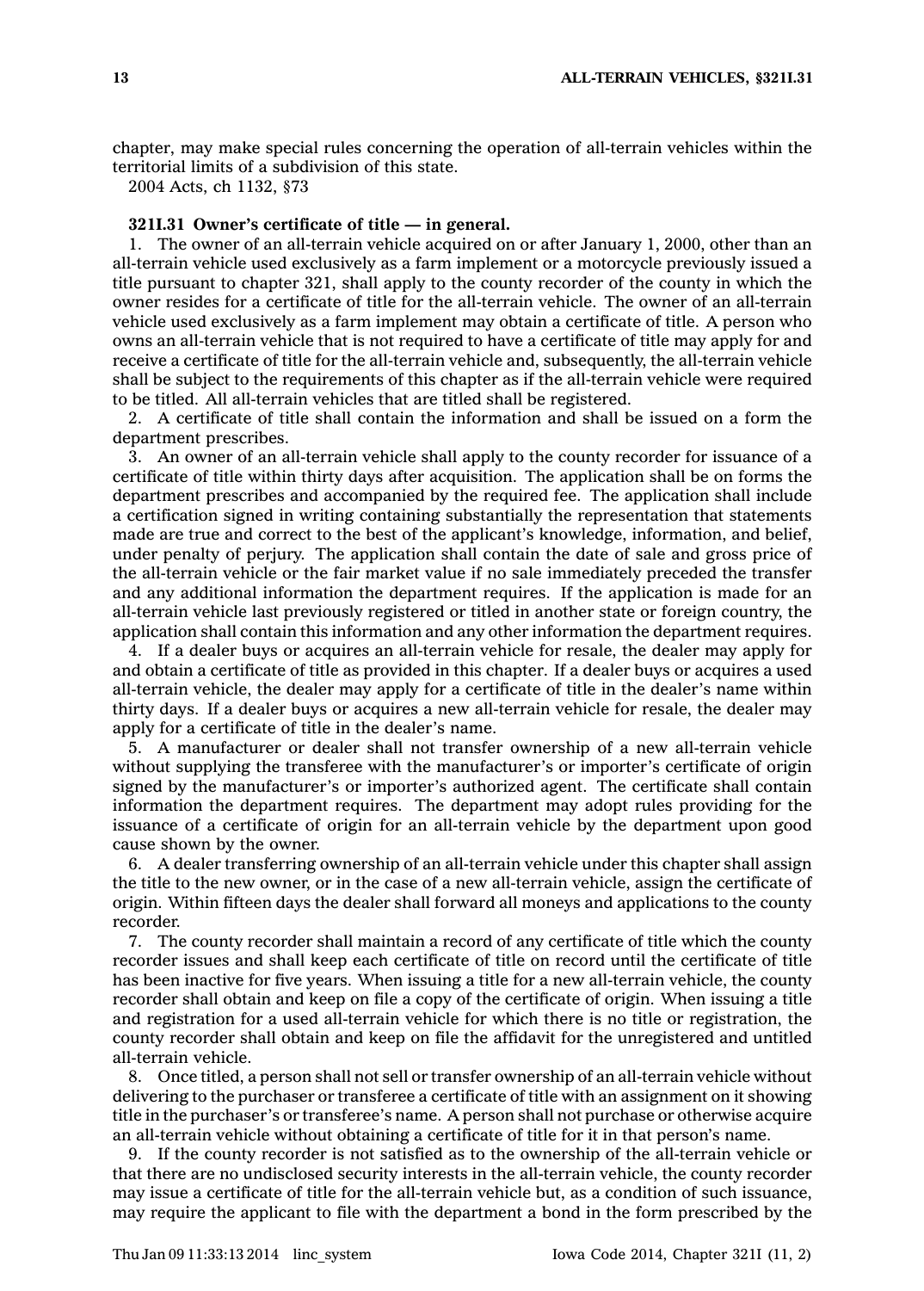chapter, may make special rules concerning the operation of all-terrain vehicles within the territorial limits of a subdivision of this state.

2004 Acts, ch 1132, §73

**321I.31 Owner's certificate of title — in general.**

1. The owner of an all-terrain vehicle acquired on or after January 1, 2000, other than an all-terrain vehicle used exclusively as a farm implement or a motorcycle previously issued a title pursuant to chapter 321, shall apply to the county recorder of the county in which the owner resides for a certificate of title for the all-terrain vehicle. The owner of an all-terrain vehicle used exclusively as a farm implement may obtain a certificate of title. A person who owns an all-terrain vehicle that is not required to have a certificate of title may apply for and receive a certificate of title for the all-terrain vehicle and, subsequently, the all-terrain vehicle shall be subject to the requirements of this chapter as if the all-terrain vehicle were required to be titled. All all-terrain vehicles that are titled shall be registered.

2. A certificate of title shall contain the information and shall be issued on a form the department prescribes.

3. An owner of an all-terrain vehicle shall apply to the county recorder for issuance of a certificate of title within thirty days after acquisition. The application shall be on forms the department prescribes and accompanied by the required fee. The application shall include a certification signed in writing containing substantially the representation that statements made are true and correct to the best of the applicant's knowledge, information, and belief, under penalty of perjury. The application shall contain the date of sale and gross price of the all-terrain vehicle or the fair market value if no sale immediately preceded the transfer and any additional information the department requires. If the application is made for an all-terrain vehicle last previously registered or titled in another state or foreign country, the application shall contain this information and any other information the department requires.

4. If a dealer buys or acquires an all-terrain vehicle for resale, the dealer may apply for and obtain a certificate of title as provided in this chapter. If a dealer buys or acquires a used all-terrain vehicle, the dealer may apply for a certificate of title in the dealer's name within thirty days. If a dealer buys or acquires a new all-terrain vehicle for resale, the dealer may apply for a certificate of title in the dealer's name.

5. A manufacturer or dealer shall not transfer ownership of a new all-terrain vehicle without supplying the transferee with the manufacturer's or importer's certificate of origin signed by the manufacturer's or importer's authorized agent. The certificate shall contain information the department requires. The department may adopt rules providing for the issuance of a certificate of origin for an all-terrain vehicle by the department upon good cause shown by the owner.

6. A dealer transferring ownership of an all-terrain vehicle under this chapter shall assign the title to the new owner, or in the case of a new all-terrain vehicle, assign the certificate of origin. Within fifteen days the dealer shall forward all moneys and applications to the county recorder.

7. The county recorder shall maintain a record of any certificate of title which the county recorder issues and shall keep each certificate of title on record until the certificate of title has been inactive for five years. When issuing a title for a new all-terrain vehicle, the county recorder shall obtain and keep on file a copy of the certificate of origin. When issuing a title and registration for a used all-terrain vehicle for which there is no title or registration, the county recorder shall obtain and keep on file the affidavit for the unregistered and untitled all-terrain vehicle.

8. Once titled, a person shall not sell or transfer ownership of an all-terrain vehicle without delivering to the purchaser or transferee a certificate of title with an assignment on it showing title in the purchaser's or transferee's name. A person shall not purchase or otherwise acquire an all-terrain vehicle without obtaining a certificate of title for it in that person's name.

9. If the county recorder is not satisfied as to the ownership of the all-terrain vehicle or that there are no undisclosed security interests in the all-terrain vehicle, the county recorder may issue a certificate of title for the all-terrain vehicle but, as a condition of such issuance, may require the applicant to file with the department a bond in the form prescribed by the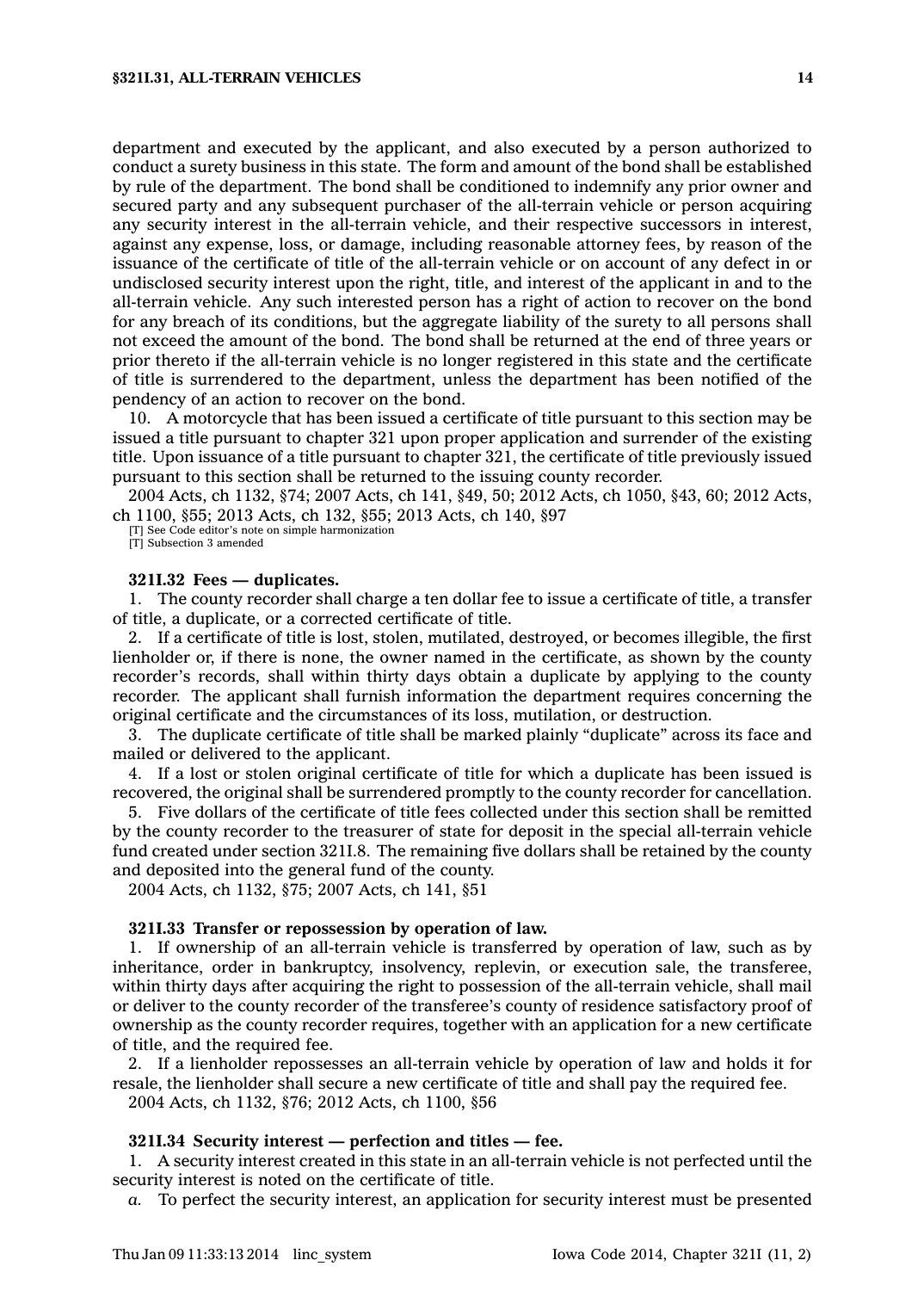department and executed by the applicant, and also executed by a person authorized to conduct a surety business in this state. The form and amount of the bond shall be established by rule of the department. The bond shall be conditioned to indemnify any prior owner and secured party and any subsequent purchaser of the all-terrain vehicle or person acquiring any security interest in the all-terrain vehicle, and their respective successors in interest, against any expense, loss, or damage, including reasonable attorney fees, by reason of the issuance of the certificate of title of the all-terrain vehicle or on account of any defect in or undisclosed security interest upon the right, title, and interest of the applicant in and to the all-terrain vehicle. Any such interested person has a right of action to recover on the bond for any breach of its conditions, but the aggregate liability of the surety to all persons shall not exceed the amount of the bond. The bond shall be returned at the end of three years or prior thereto if the all-terrain vehicle is no longer registered in this state and the certificate of title is surrendered to the department, unless the department has been notified of the pendency of an action to recover on the bond.

10. A motorcycle that has been issued a certificate of title pursuant to this section may be issued a title pursuant to chapter 321 upon proper application and surrender of the existing title. Upon issuance of a title pursuant to chapter 321, the certificate of title previously issued pursuant to this section shall be returned to the issuing county recorder.

2004 Acts, ch 1132, §74; 2007 Acts, ch 141, §49, 50; 2012 Acts, ch 1050, §43, 60; 2012 Acts, ch 1100, §55; 2013 Acts, ch 132, §55; 2013 Acts, ch 140, §97

[T] See Code editor's note on simple harmonization
[T] Subsection 3 amended

**321I.32 Fees — duplicates.**

1. The county recorder shall charge a ten dollar fee to issue a certificate of title, a transfer of title, a duplicate, or a corrected certificate of title.

2. If a certificate of title is lost, stolen, mutilated, destroyed, or becomes illegible, the first lienholder or, if there is none, the owner named in the certificate, as shown by the county recorder's records, shall within thirty days obtain a duplicate by applying to the county recorder. The applicant shall furnish information the department requires concerning the original certificate and the circumstances of its loss, mutilation, or destruction.

3. The duplicate certificate of title shall be marked plainly "duplicate" across its face and mailed or delivered to the applicant.

4. If a lost or stolen original certificate of title for which a duplicate has been issued is recovered, the original shall be surrendered promptly to the county recorder for cancellation.

5. Five dollars of the certificate of title fees collected under this section shall be remitted by the county recorder to the treasurer of state for deposit in the special all-terrain vehicle fund created under section 321I.8. The remaining five dollars shall be retained by the county and deposited into the general fund of the county.

2004 Acts, ch 1132, §75; 2007 Acts, ch 141, §51

**321I.33 Transfer or repossession by operation of law.**

1. If ownership of an all-terrain vehicle is transferred by operation of law, such as by inheritance, order in bankruptcy, insolvency, replevin, or execution sale, the transferee, within thirty days after acquiring the right to possession of the all-terrain vehicle, shall mail or deliver to the county recorder of the transferee's county of residence satisfactory proof of ownership as the county recorder requires, together with an application for a new certificate of title, and the required fee.

2. If a lienholder repossesses an all-terrain vehicle by operation of law and holds it for resale, the lienholder shall secure a new certificate of title and shall pay the required fee.

2004 Acts, ch 1132, §76; 2012 Acts, ch 1100, §56

**321I.34 Security interest — perfection and titles — fee.**

1. A security interest created in this state in an all-terrain vehicle is not perfected until the security interest is noted on the certificate of title.

*a.* To perfect the security interest, an application for security interest must be presented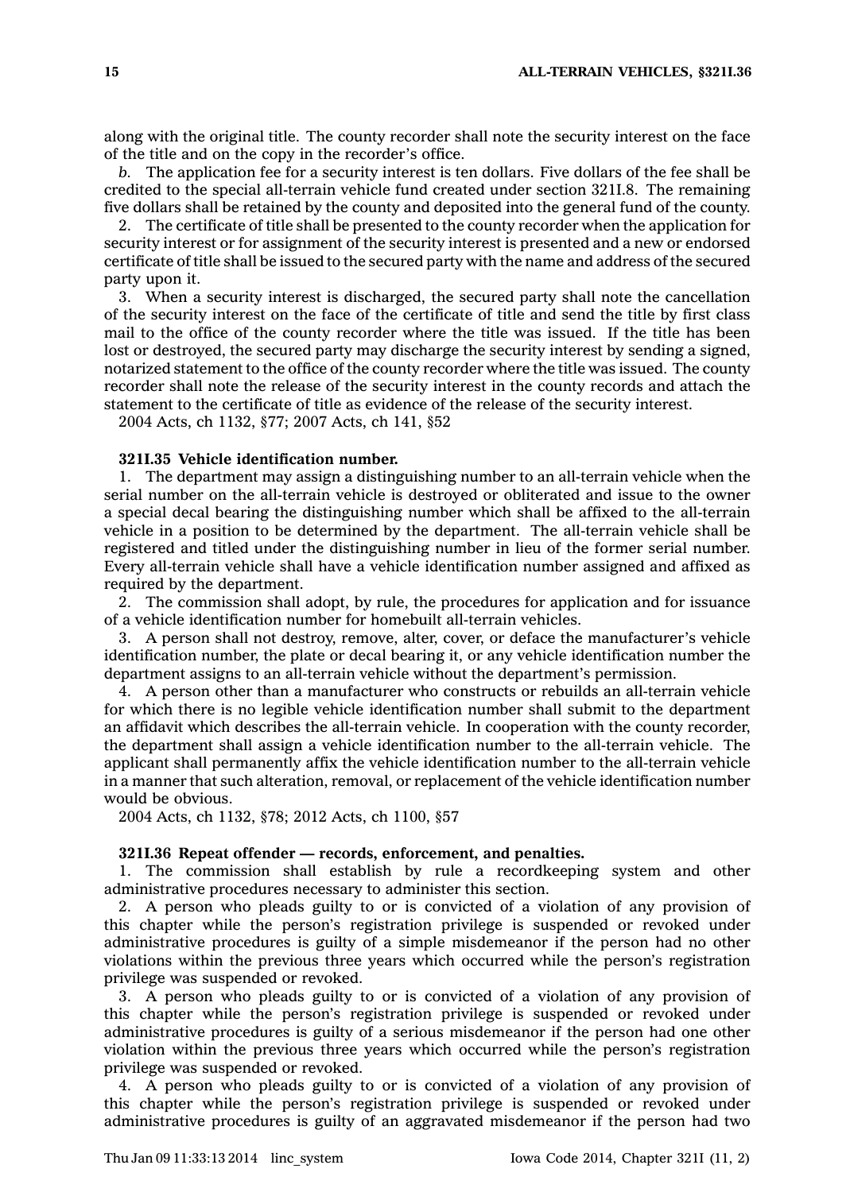along with the original title. The county recorder shall note the security interest on the face of the title and on the copy in the recorder's office.

*b.* The application fee for a security interest is ten dollars. Five dollars of the fee shall be credited to the special all-terrain vehicle fund created under section 321I.8. The remaining five dollars shall be retained by the county and deposited into the general fund of the county.

2. The certificate of title shall be presented to the county recorder when the application for security interest or for assignment of the security interest is presented and a new or endorsed certificate of title shall be issued to the secured party with the name and address of the secured party upon it.

3. When a security interest is discharged, the secured party shall note the cancellation of the security interest on the face of the certificate of title and send the title by first class mail to the office of the county recorder where the title was issued. If the title has been lost or destroyed, the secured party may discharge the security interest by sending a signed, notarized statement to the office of the county recorder where the title was issued. The county recorder shall note the release of the security interest in the county records and attach the statement to the certificate of title as evidence of the release of the security interest.

2004 Acts, ch 1132, §77; 2007 Acts, ch 141, §52

**321I.35 Vehicle identification number.**

1. The department may assign a distinguishing number to an all-terrain vehicle when the serial number on the all-terrain vehicle is destroyed or obliterated and issue to the owner a special decal bearing the distinguishing number which shall be affixed to the all-terrain vehicle in a position to be determined by the department. The all-terrain vehicle shall be registered and titled under the distinguishing number in lieu of the former serial number. Every all-terrain vehicle shall have a vehicle identification number assigned and affixed as required by the department.

2. The commission shall adopt, by rule, the procedures for application and for issuance of a vehicle identification number for homebuilt all-terrain vehicles.

3. A person shall not destroy, remove, alter, cover, or deface the manufacturer's vehicle identification number, the plate or decal bearing it, or any vehicle identification number the department assigns to an all-terrain vehicle without the department's permission.

4. A person other than a manufacturer who constructs or rebuilds an all-terrain vehicle for which there is no legible vehicle identification number shall submit to the department an affidavit which describes the all-terrain vehicle. In cooperation with the county recorder, the department shall assign a vehicle identification number to the all-terrain vehicle. The applicant shall permanently affix the vehicle identification number to the all-terrain vehicle in a manner that such alteration, removal, or replacement of the vehicle identification number would be obvious.

2004 Acts, ch 1132, §78; 2012 Acts, ch 1100, §57

**321I.36 Repeat offender — records, enforcement, and penalties.**

1. The commission shall establish by rule a recordkeeping system and other administrative procedures necessary to administer this section.

2. A person who pleads guilty to or is convicted of a violation of any provision of this chapter while the person's registration privilege is suspended or revoked under administrative procedures is guilty of a simple misdemeanor if the person had no other violations within the previous three years which occurred while the person's registration privilege was suspended or revoked.

3. A person who pleads guilty to or is convicted of a violation of any provision of this chapter while the person's registration privilege is suspended or revoked under administrative procedures is guilty of a serious misdemeanor if the person had one other violation within the previous three years which occurred while the person's registration privilege was suspended or revoked.

4. A person who pleads guilty to or is convicted of a violation of any provision of this chapter while the person's registration privilege is suspended or revoked under administrative procedures is guilty of an aggravated misdemeanor if the person had two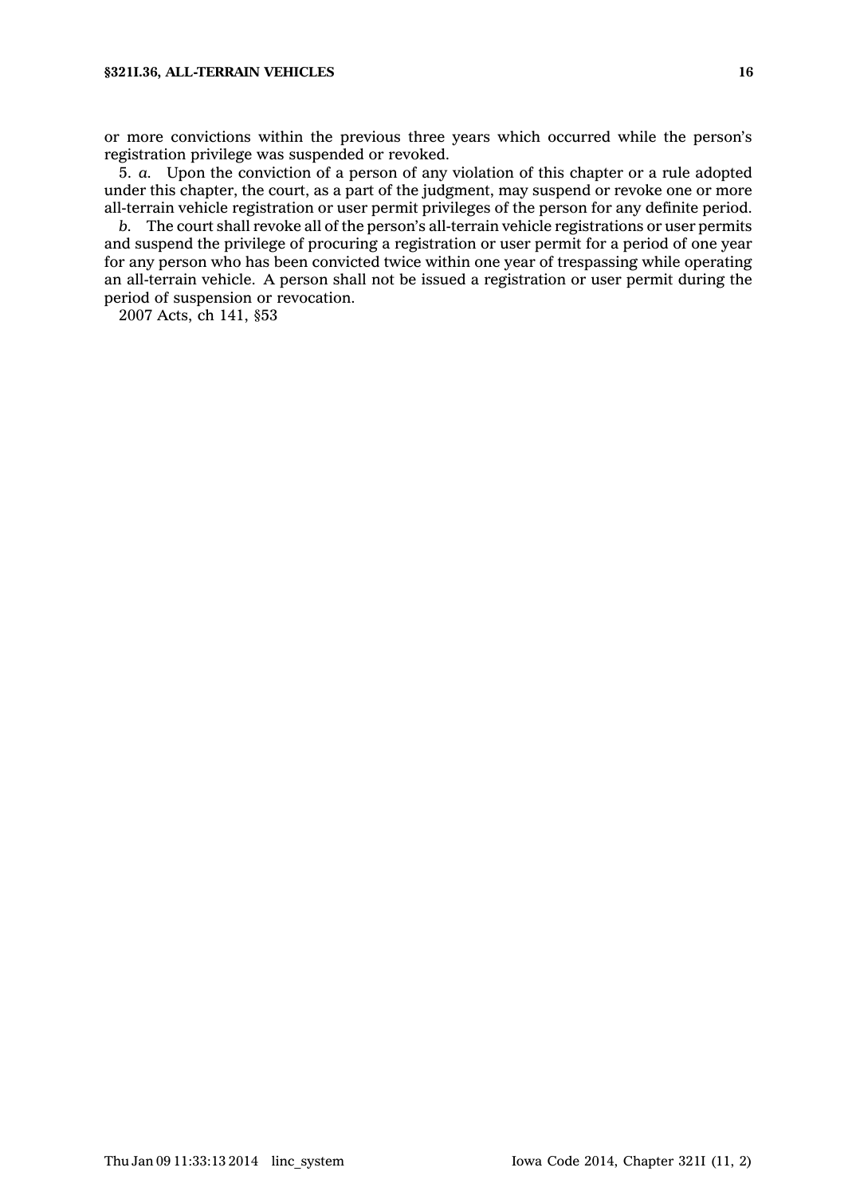or more convictions within the previous three years which occurred while the person's registration privilege was suspended or revoked.

5. *a.* Upon the conviction of a person of any violation of this chapter or a rule adopted under this chapter, the court, as a part of the judgment, may suspend or revoke one or more all-terrain vehicle registration or user permit privileges of the person for any definite period.

*b.* The court shall revoke all of the person's all-terrain vehicle registrations or user permits and suspend the privilege of procuring a registration or user permit for a period of one year for any person who has been convicted twice within one year of trespassing while operating an all-terrain vehicle. A person shall not be issued a registration or user permit during the period of suspension or revocation.

2007 Acts, ch 141, §53